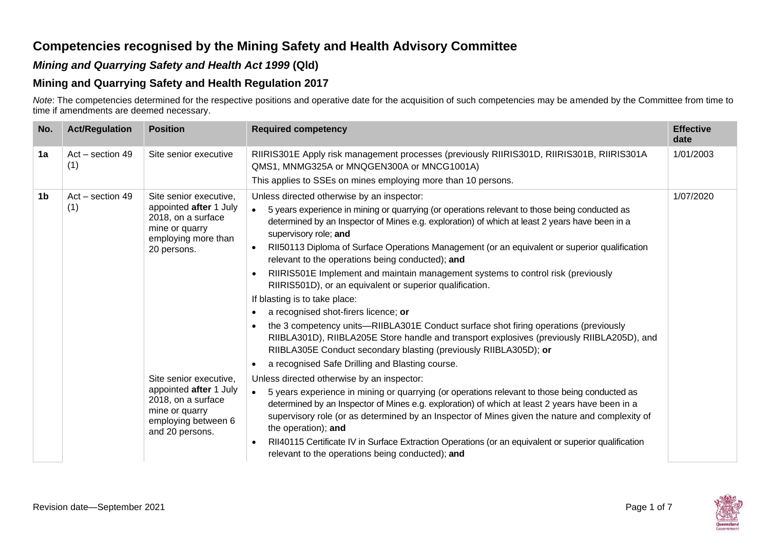# Competencies recognised by the Mining Safety and Health Advisory Committee

## *Mining and Quarrying Safety and Health Act 1999* (Qld)

## Mining and Quarrying Safety and Health Regulation 2017

*Note*: The competencies determined for the respective positions and operative date for the acquisition of such competencies may be amended by the Committee from time to time if amendments are deemed necessary.

| No. | Act/Regulation | Position | Required competency | Effective date |
|---|---|---|---|---|
| **1a** | Act – section 49 (1) | Site senior executive | RIIRIS301E Apply risk management processes (previously RIIRIS301D, RIIRIS301B, RIIRIS301A QMS1, MNMG325A or MNQGEN300A or MNCG1001A)<br>This applies to SSEs on mines employing more than 10 persons. | 1/01/2003 |
| **1b** | Act – section 49 (1) | Site senior executive, appointed **after** 1 July 2018, on a surface mine or quarry employing more than 20 persons. | Unless directed otherwise by an inspector:<br>• 5 years experience in mining or quarrying (or operations relevant to those being conducted as determined by an Inspector of Mines e.g. exploration) of which at least 2 years have been in a supervisory role; **and**<br>• RII50113 Diploma of Surface Operations Management (or an equivalent or superior qualification relevant to the operations being conducted); **and**<br>• RIIRIS501E Implement and maintain management systems to control risk (previously RIIRIS501D), or an equivalent or superior qualification.<br>If blasting is to take place:<br>• a recognised shot-firers licence; **or**<br>• the 3 competency units—RIIBLA301E Conduct surface shot firing operations (previously RIIBLA301D), RIIBLA205E Store handle and transport explosives (previously RIIBLA205D), and RIIBLA305E Conduct secondary blasting (previously RIIBLA305D); **or**<br>• a recognised Safe Drilling and Blasting course. | 1/07/2020 |
| | | Site senior executive, appointed **after** 1 July 2018, on a surface mine or quarry employing between 6 and 20 persons. | Unless directed otherwise by an inspector:<br>• 5 years experience in mining or quarrying (or operations relevant to those being conducted as determined by an Inspector of Mines e.g. exploration) of which at least 2 years have been in a supervisory role (or as determined by an Inspector of Mines given the nature and complexity of the operation); **and**<br>• RII40115 Certificate IV in Surface Extraction Operations (or an equivalent or superior qualification relevant to the operations being conducted); **and** | |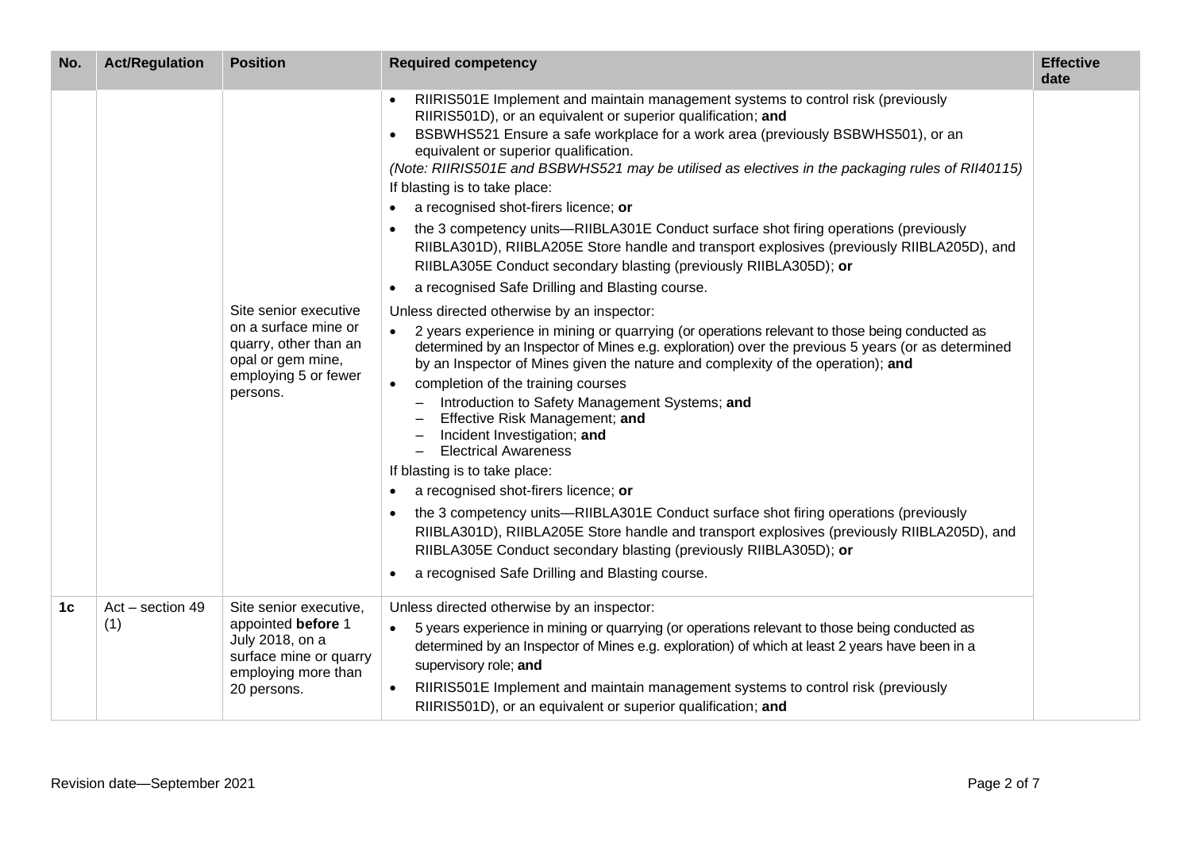| No. | Act/Regulation | Position | Required competency | Effective date |
|---|---|---|---|---|
| | | Site senior executive on a surface mine or quarry, other than an opal or gem mine, employing 5 or fewer persons. | • RIIRIS501E Implement and maintain management systems to control risk (previously RIIRIS501D), or an equivalent or superior qualification; **and**<br>• BSBWHS521 Ensure a safe workplace for a work area (previously BSBWHS501), or an equivalent or superior qualification.<br>*(Note: RIIRIS501E and BSBWHS521 may be utilised as electives in the packaging rules of RII40115)*<br>If blasting is to take place:<br>• a recognised shot-firers licence; **or**<br>• the 3 competency units—RIIBLA301E Conduct surface shot firing operations (previously RIIBLA301D), RIIBLA205E Store handle and transport explosives (previously RIIBLA205D), and RIIBLA305E Conduct secondary blasting (previously RIIBLA305D); **or**<br>• a recognised Safe Drilling and Blasting course.<br>Unless directed otherwise by an inspector:<br>• 2 years experience in mining or quarrying (or operations relevant to those being conducted as determined by an Inspector of Mines e.g. exploration) over the previous 5 years (or as determined by an Inspector of Mines given the nature and complexity of the operation); **and**<br>• completion of the training courses<br>– Introduction to Safety Management Systems; **and**<br>– Effective Risk Management; **and**<br>– Incident Investigation; **and**<br>– Electrical Awareness<br>If blasting is to take place:<br>• a recognised shot-firers licence; **or**<br>• the 3 competency units—RIIBLA301E Conduct surface shot firing operations (previously RIIBLA301D), RIIBLA205E Store handle and transport explosives (previously RIIBLA205D), and RIIBLA305E Conduct secondary blasting (previously RIIBLA305D); **or**<br>• a recognised Safe Drilling and Blasting course. | |
| **1c** | Act – section 49 (1) | Site senior executive, appointed **before** 1 July 2018, on a surface mine or quarry employing more than 20 persons. | Unless directed otherwise by an inspector:<br>• 5 years experience in mining or quarrying (or operations relevant to those being conducted as determined by an Inspector of Mines e.g. exploration) of which at least 2 years have been in a supervisory role; **and**<br>• RIIRIS501E Implement and maintain management systems to control risk (previously RIIRIS501D), or an equivalent or superior qualification; **and** | |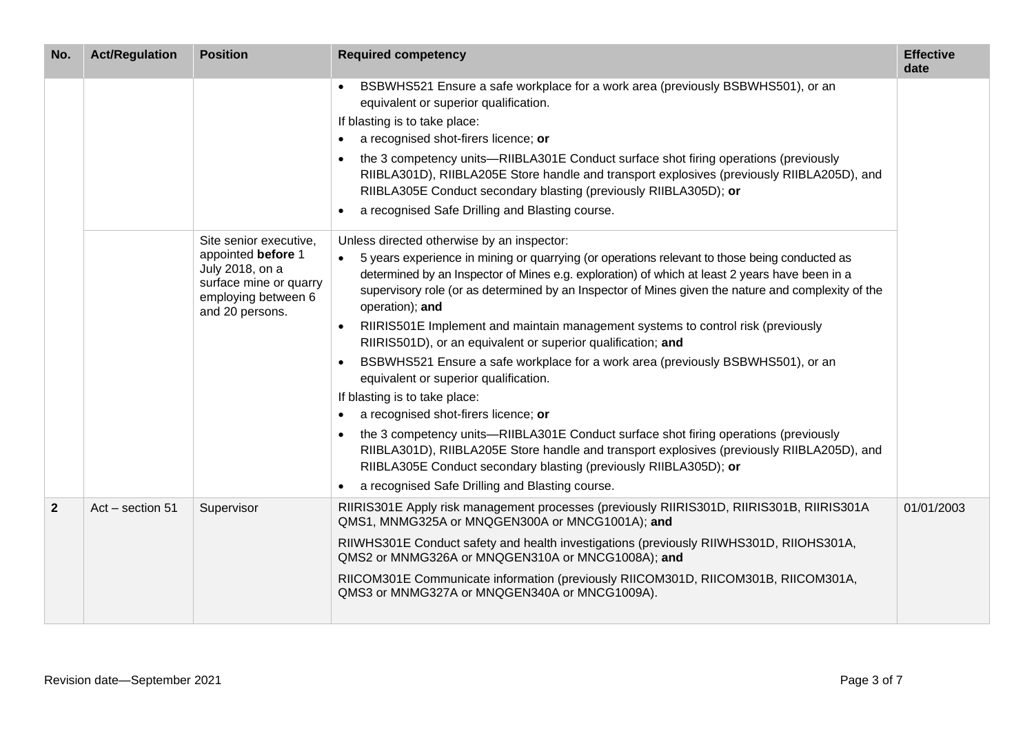| No. | Act/Regulation | Position | Required competency | Effective date |
| --- | --- | --- | --- | --- |
| | | | • BSBWHS521 Ensure a safe workplace for a work area (previously BSBWHS501), or an equivalent or superior qualification.<br>If blasting is to take place:<br>• a recognised shot-firers licence; **or**<br>• the 3 competency units—RIIBLA301E Conduct surface shot firing operations (previously RIIBLA301D), RIIBLA205E Store handle and transport explosives (previously RIIBLA205D), and RIIBLA305E Conduct secondary blasting (previously RIIBLA305D); **or**<br>• a recognised Safe Drilling and Blasting course. | |
| | | Site senior executive, appointed **before** 1 July 2018, on a surface mine or quarry employing between 6 and 20 persons. | Unless directed otherwise by an inspector:<br>• 5 years experience in mining or quarrying (or operations relevant to those being conducted as determined by an Inspector of Mines e.g. exploration) of which at least 2 years have been in a supervisory role (or as determined by an Inspector of Mines given the nature and complexity of the operation); **and**<br>• RIIRIS501E Implement and maintain management systems to control risk (previously RIIRIS501D), or an equivalent or superior qualification; **and**<br>• BSBWHS521 Ensure a safe workplace for a work area (previously BSBWHS501), or an equivalent or superior qualification.<br>If blasting is to take place:<br>• a recognised shot-firers licence; **or**<br>• the 3 competency units—RIIBLA301E Conduct surface shot firing operations (previously RIIBLA301D), RIIBLA205E Store handle and transport explosives (previously RIIBLA205D), and RIIBLA305E Conduct secondary blasting (previously RIIBLA305D); **or**<br>• a recognised Safe Drilling and Blasting course. | |
| **2** | Act – section 51 | Supervisor | RIIRIS301E Apply risk management processes (previously RIIRIS301D, RIIRIS301B, RIIRIS301A QMS1, MNMG325A or MNQGEN300A or MNCG1001A); **and**<br>RIIWHS301E Conduct safety and health investigations (previously RIIWHS301D, RIIOHS301A, QMS2 or MNMG326A or MNQGEN310A or MNCG1008A); **and**<br>RIICOM301E Communicate information (previously RIICOM301D, RIICOM301B, RIICOM301A, QMS3 or MNMG327A or MNQGEN340A or MNCG1009A). | 01/01/2003 |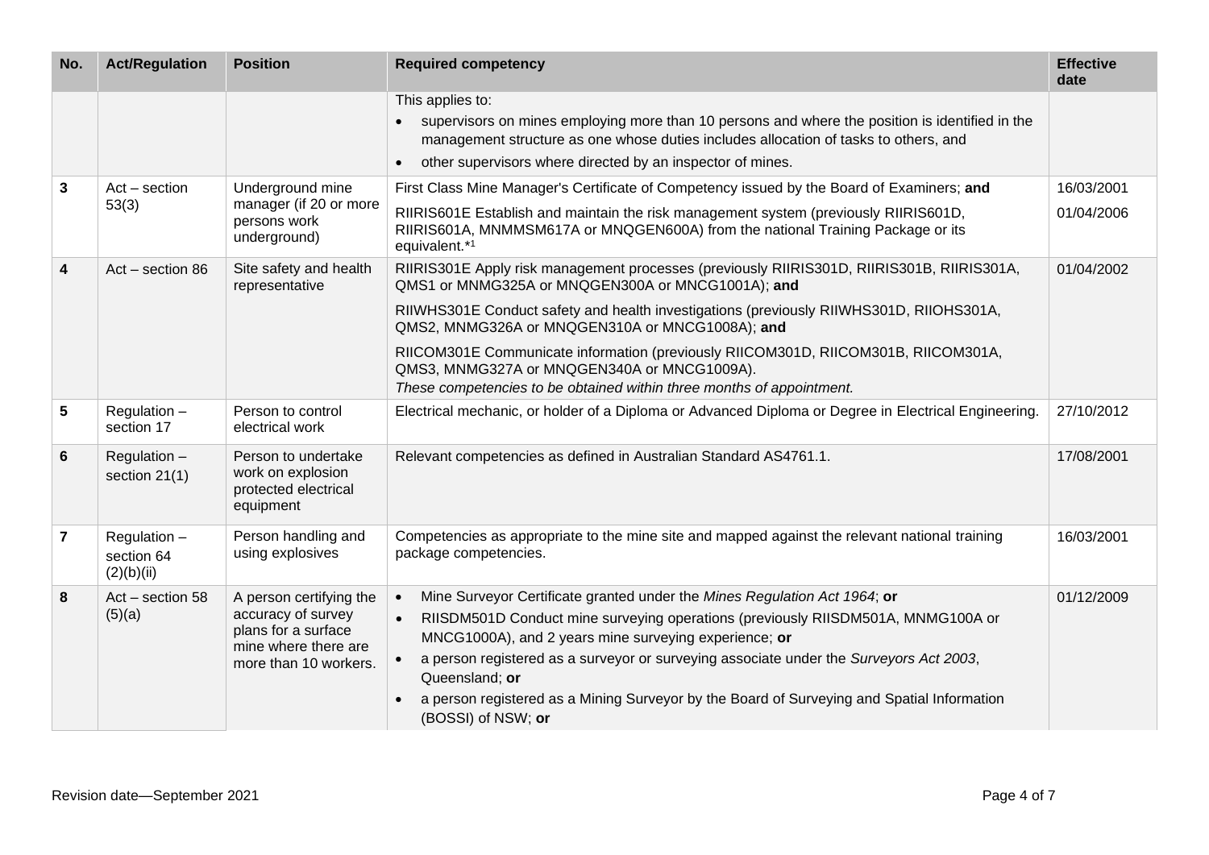| No. | Act/Regulation | Position | Required competency | Effective date |
|---|---|---|---|---|
| | | | This applies to: <br>• supervisors on mines employing more than 10 persons and where the position is identified in the management structure as one whose duties includes allocation of tasks to others, and <br>• other supervisors where directed by an inspector of mines. | |
| **3** | Act – section 53(3) | Underground mine manager (if 20 or more persons work underground) | First Class Mine Manager's Certificate of Competency issued by the Board of Examiners; **and** <br>RIIRIS601E Establish and maintain the risk management system (previously RIIRIS601D, RIIRIS601A, MNMMSM617A or MNQGEN600A) from the national Training Package or its equivalent.*[1] | 16/03/2001 <br>01/04/2006 |
| **4** | Act – section 86 | Site safety and health representative | RIIRIS301E Apply risk management processes (previously RIIRIS301D, RIIRIS301B, RIIRIS301A, QMS1 or MNMG325A or MNQGEN300A or MNCG1001A); **and** <br>RIIWHS301E Conduct safety and health investigations (previously RIIWHS301D, RIIOHS301A, QMS2, MNMG326A or MNQGEN310A or MNCG1008A); **and** <br>RIICOM301E Communicate information (previously RIICOM301D, RIICOM301B, RIICOM301A, QMS3, MNMG327A or MNQGEN340A or MNCG1009A). <br>*These competencies to be obtained within three months of appointment.* | 01/04/2002 |
| **5** | Regulation – section 17 | Person to control electrical work | Electrical mechanic, or holder of a Diploma or Advanced Diploma or Degree in Electrical Engineering. | 27/10/2012 |
| **6** | Regulation – section 21(1) | Person to undertake work on explosion protected electrical equipment | Relevant competencies as defined in Australian Standard AS4761.1. | 17/08/2001 |
| **7** | Regulation – section 64 (2)(b)(ii) | Person handling and using explosives | Competencies as appropriate to the mine site and mapped against the relevant national training package competencies. | 16/03/2001 |
| **8** | Act – section 58 (5)(a) | A person certifying the accuracy of survey plans for a surface mine where there are more than 10 workers. | • Mine Surveyor Certificate granted under the *Mines Regulation Act 1964*; **or** <br>• RIISDM501D Conduct mine surveying operations (previously RIISDM501A, MNMG100A or MNCG1000A), and 2 years mine surveying experience; **or** <br>• a person registered as a surveyor or surveying associate under the *Surveyors Act 2003*, Queensland; **or** <br>• a person registered as a Mining Surveyor by the Board of Surveying and Spatial Information (BOSSI) of NSW; **or** | 01/12/2009 |

Revision date—September 2021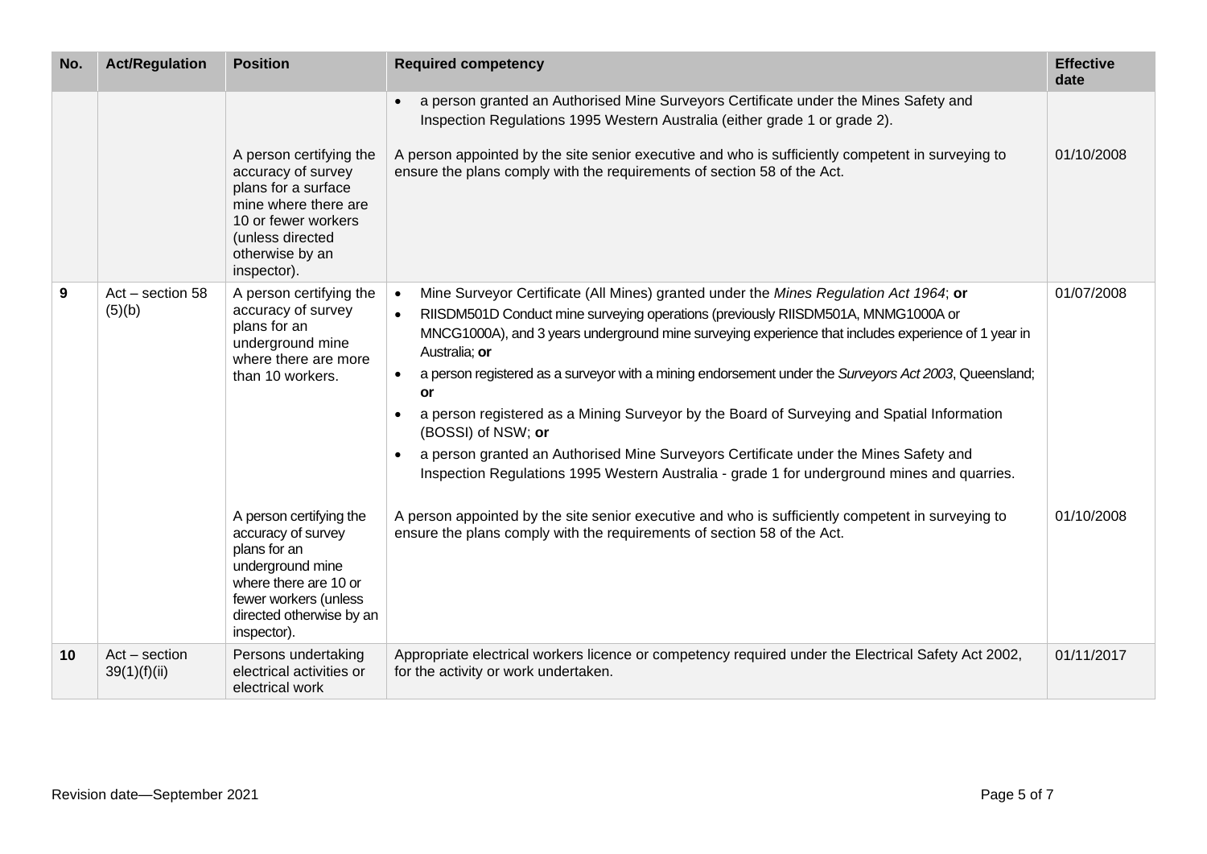| No. | Act/Regulation | Position | Required competency | Effective date |
|---|---|---|---|---|
| | | | • a person granted an Authorised Mine Surveyors Certificate under the Mines Safety and Inspection Regulations 1995 Western Australia (either grade 1 or grade 2). | |
| | | A person certifying the accuracy of survey plans for a surface mine where there are 10 or fewer workers (unless directed otherwise by an inspector). | A person appointed by the site senior executive and who is sufficiently competent in surveying to ensure the plans comply with the requirements of section 58 of the Act. | 01/10/2008 |
| **9** | Act – section 58 (5)(b) | A person certifying the accuracy of survey plans for an underground mine where there are more than 10 workers. | • Mine Surveyor Certificate (All Mines) granted under the *Mines Regulation Act 1964*; **or**<br>• RIISDM501D Conduct mine surveying operations (previously RIISDM501A, MNMG1000A or MNCG1000A), and 3 years underground mine surveying experience that includes experience of 1 year in Australia; **or**<br>• a person registered as a surveyor with a mining endorsement under the *Surveyors Act 2003*, Queensland; **or**<br>• a person registered as a Mining Surveyor by the Board of Surveying and Spatial Information (BOSSI) of NSW; **or**<br>• a person granted an Authorised Mine Surveyors Certificate under the Mines Safety and Inspection Regulations 1995 Western Australia - grade 1 for underground mines and quarries. | 01/07/2008 |
| | | A person certifying the accuracy of survey plans for an underground mine where there are 10 or fewer workers (unless directed otherwise by an inspector). | A person appointed by the site senior executive and who is sufficiently competent in surveying to ensure the plans comply with the requirements of section 58 of the Act. | 01/10/2008 |
| **10** | Act – section 39(1)(f)(ii) | Persons undertaking electrical activities or electrical work | Appropriate electrical workers licence or competency required under the Electrical Safety Act 2002, for the activity or work undertaken. | 01/11/2017 |

Revision date—September 2021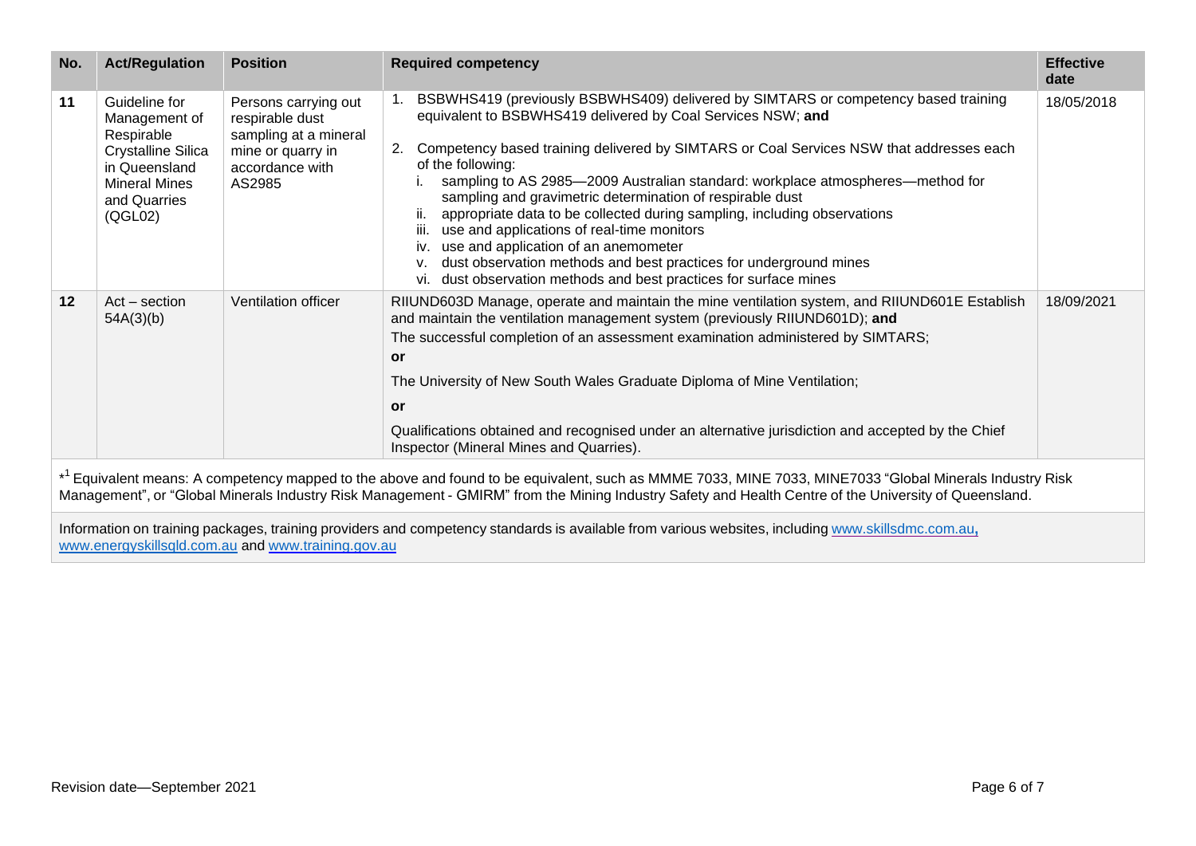| No. | Act/Regulation | Position | Required competency | Effective date |
|---|---|---|---|---|
| 11 | Guideline for Management of Respirable Crystalline Silica in Queensland Mineral Mines and Quarries (QGL02) | Persons carrying out respirable dust sampling at a mineral mine or quarry in accordance with AS2985 | 1. BSBWHS419 (previously BSBWHS409) delivered by SIMTARS or competency based training equivalent to BSBWHS419 delivered by Coal Services NSW; **and**<br><br>2. Competency based training delivered by SIMTARS or Coal Services NSW that addresses each of the following:<br>i. sampling to AS 2985—2009 Australian standard: workplace atmospheres—method for sampling and gravimetric determination of respirable dust<br>ii. appropriate data to be collected during sampling, including observations<br>iii. use and applications of real-time monitors<br>iv. use and application of an anemometer<br>v. dust observation methods and best practices for underground mines<br>vi. dust observation methods and best practices for surface mines | 18/05/2018 |
| 12 | Act – section 54A(3)(b) | Ventilation officer | RIIUND603D Manage, operate and maintain the mine ventilation system, and RIIUND601E Establish and maintain the ventilation management system (previously RIIUND601D); **and**<br>The successful completion of an assessment examination administered by SIMTARS;<br>**or**<br>The University of New South Wales Graduate Diploma of Mine Ventilation;<br>**or**<br>Qualifications obtained and recognised under an alternative jurisdiction and accepted by the Chief Inspector (Mineral Mines and Quarries). | 18/09/2021 |

*[1] Equivalent means: A competency mapped to the above and found to be equivalent, such as MMME 7033, MINE 7033, MINE7033 "Global Minerals Industry Risk Management", or "Global Minerals Industry Risk Management - GMIRM" from the Mining Industry Safety and Health Centre of the University of Queensland.

Information on training packages, training providers and competency standards is available from various websites, including www.skillsdmc.com.au, www.energyskillsqld.com.au and www.training.gov.au

Revision date—September 2021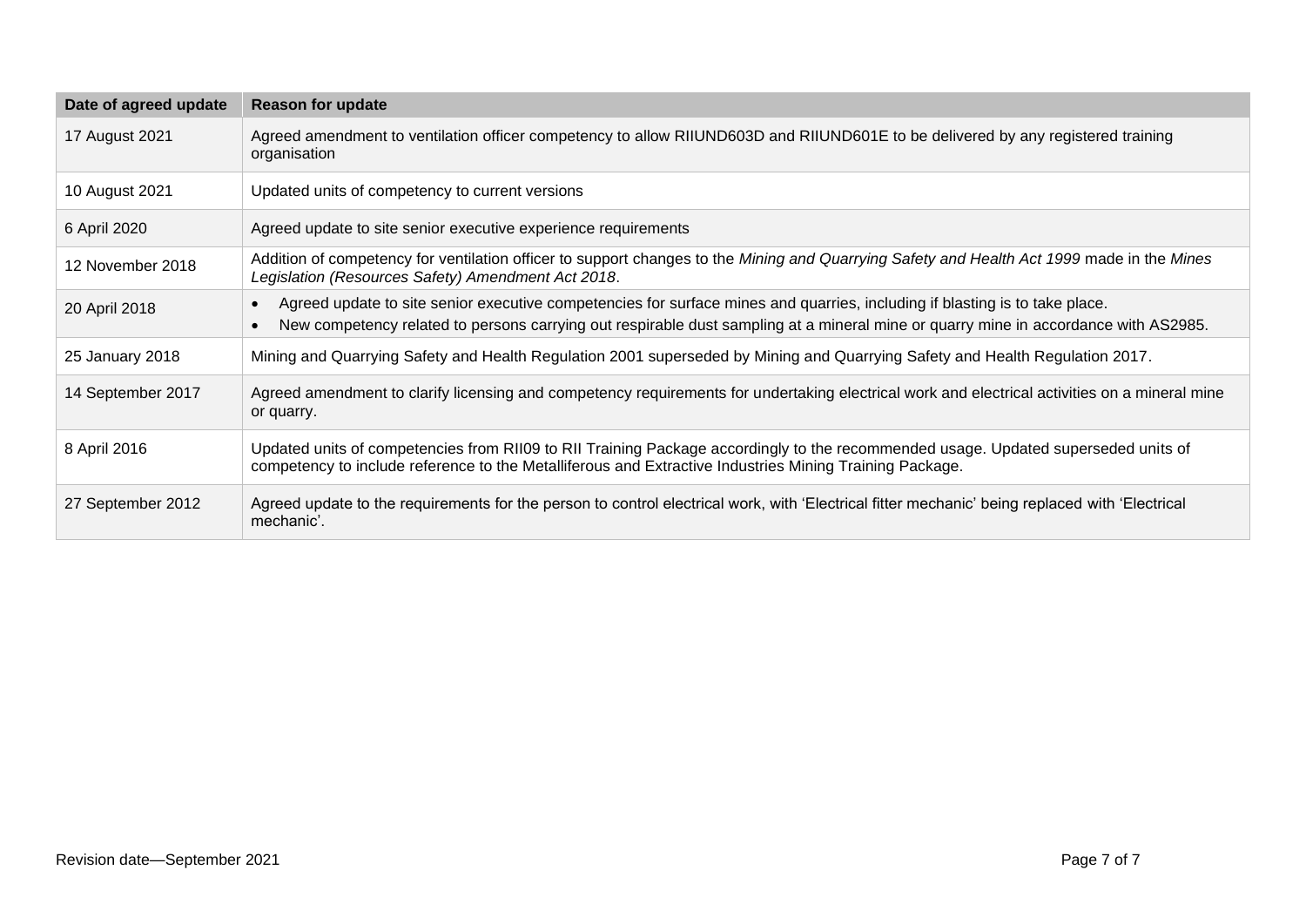| Date of agreed update | Reason for update |
|---|---|
| 17 August 2021 | Agreed amendment to ventilation officer competency to allow RIIUND603D and RIIUND601E to be delivered by any registered training organisation |
| 10 August 2021 | Updated units of competency to current versions |
| 6 April 2020 | Agreed update to site senior executive experience requirements |
| 12 November 2018 | Addition of competency for ventilation officer to support changes to the *Mining and Quarrying Safety and Health Act 1999* made in the *Mines Legislation (Resources Safety) Amendment Act 2018*. |
| 20 April 2018 | • Agreed update to site senior executive competencies for surface mines and quarries, including if blasting is to take place. <br> • New competency related to persons carrying out respirable dust sampling at a mineral mine or quarry mine in accordance with AS2985. |
| 25 January 2018 | Mining and Quarrying Safety and Health Regulation 2001 superseded by Mining and Quarrying Safety and Health Regulation 2017. |
| 14 September 2017 | Agreed amendment to clarify licensing and competency requirements for undertaking electrical work and electrical activities on a mineral mine or quarry. |
| 8 April 2016 | Updated units of competencies from RII09 to RII Training Package accordingly to the recommended usage. Updated superseded units of competency to include reference to the Metalliferous and Extractive Industries Mining Training Package. |
| 27 September 2012 | Agreed update to the requirements for the person to control electrical work, with 'Electrical fitter mechanic' being replaced with 'Electrical mechanic'. |

Revision date—September 2021